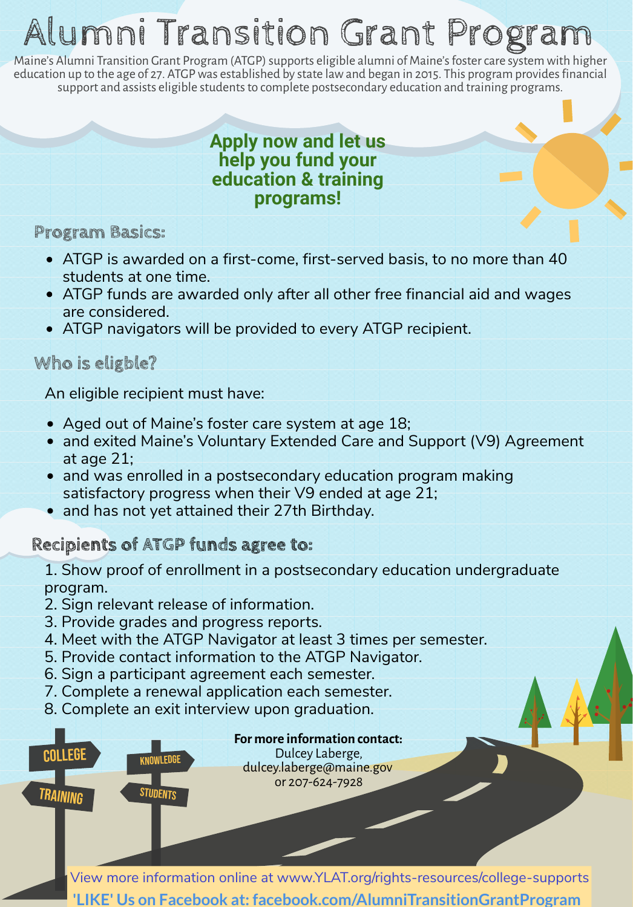# Alumni Transition Grant Program

Maine's Alumni Transition Grant Program (ATGP) supports eligible alumni of Maine's foster care system with higher education up to the age of 27. ATGP was established by state law and began in 2015. This program provides financial support and assists eligible students to complete postsecondary education and training programs.

**Apply now and let us help you fund your education & training programs!**

## Program Basics:

- ATGP is awarded on a first-come, first-served basis, to no more than 40 students at one time.
- ATGP funds are awarded only after all other free financial aid and wages are considered.
- ATGP navigators will be provided to every ATGP recipient.

## Who is eligble?

An eligible recipient must have:

- Aged out of Maine's foster care system at age 18;
- and exited Maine's Voluntary Extended Care and Support (V9) Agreement at age 21;
- and was enrolled in a postsecondary education program making satisfactory progress when their V9 ended at age 21;
- and has not yet attained their 27th Birthday.

## Recipients of ATGP funds agree to:

1. Show proof of enrollment in a postsecondary education undergraduate program.
2. Sign relevant release of information.
3. Provide grades and progress reports.
4. Meet with the ATGP Navigator at least 3 times per semester.
5. Provide contact information to the ATGP Navigator.
6. Sign a participant agreement each semester.
7. Complete a renewal application each semester.
8. Complete an exit interview upon graduation.

COLLEGE | TRAINING | KNOWLEDGE | STUDENTS

**For more information contact:**
Dulcey Laberge,
dulcey.laberge@maine.gov
or 207-624-7928

View more information online at www.YLAT.org/rights-resources/college-supports

**'LIKE' Us on Facebook at: facebook.com/AlumniTransitionGrantProgram**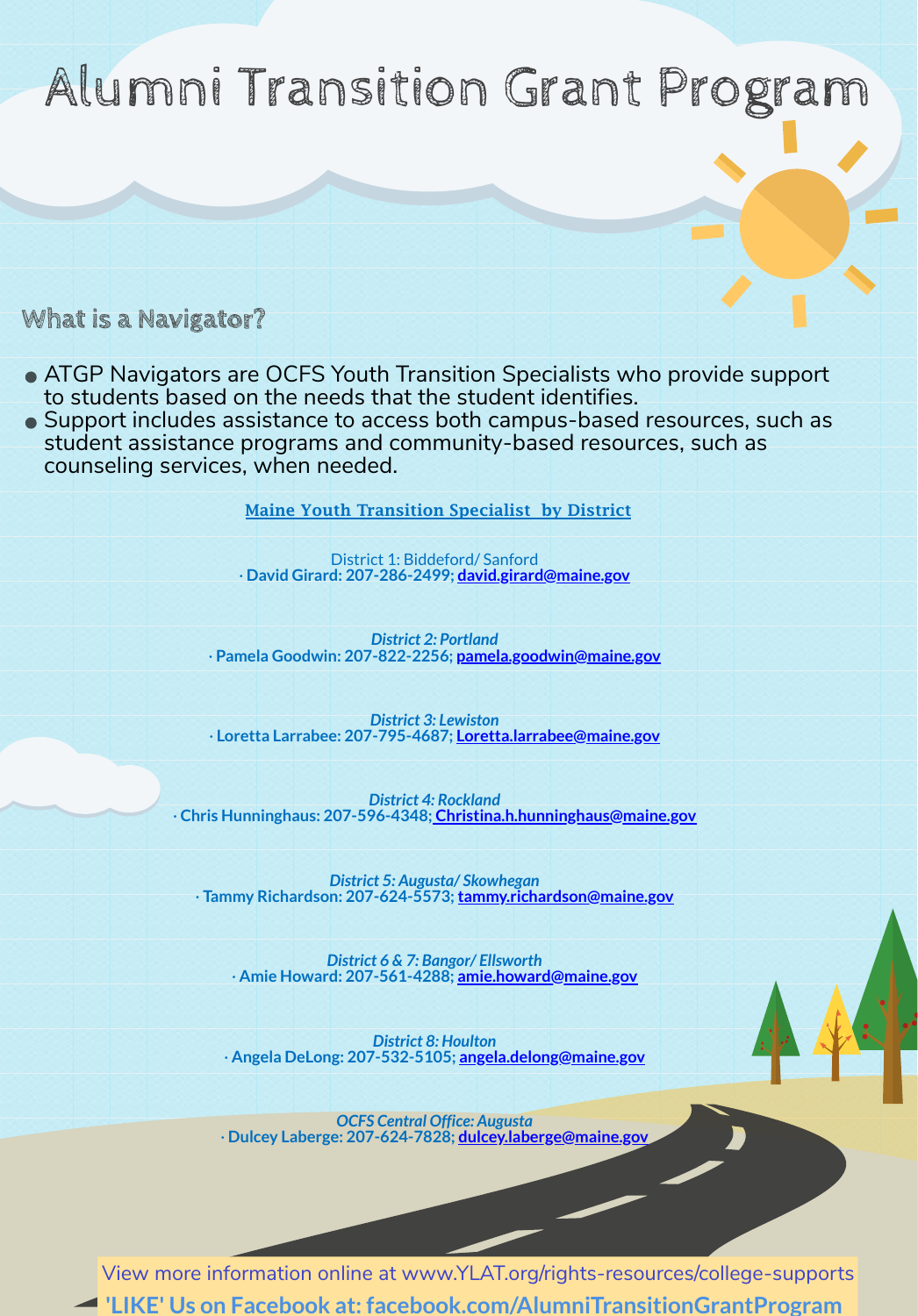# Alumni Transition Grant Program

## What is a Navigator?

- ATGP Navigators are OCFS Youth Transition Specialists who provide support to students based on the needs that the student identifies.
- Support includes assistance to access both campus-based resources, such as student assistance programs and community-based resources, such as counseling services, when needed.

### Maine Youth Transition Specialist by District

District 1: Biddeford/ Sanford
**· David Girard: 207-286-2499; david.girard@maine.gov**

***District 2: Portland***
**· Pamela Goodwin: 207-822-2256; pamela.goodwin@maine.gov**

***District 3: Lewiston***
**· Loretta Larrabee: 207-795-4687; Loretta.larrabee@maine.gov**

***District 4: Rockland***
**· Chris Hunninghaus: 207-596-4348; Christina.h.hunninghaus@maine.gov**

***District 5: Augusta/ Skowhegan***
**· Tammy Richardson: 207-624-5573; tammy.richardson@maine.gov**

***District 6 & 7: Bangor/ Ellsworth***
**· Amie Howard: 207-561-4288; amie.howard@maine.gov**

***District 8: Houlton***
**· Angela DeLong: 207-532-5105; angela.delong@maine.gov**

***OCFS Central Office: Augusta***
**· Dulcey Laberge: 207-624-7828; dulcey.laberge@maine.gov**

View more information online at www.YLAT.org/rights-resources/college-supports

**'LIKE' Us on Facebook at: facebook.com/AlumniTransitionGrantProgram**